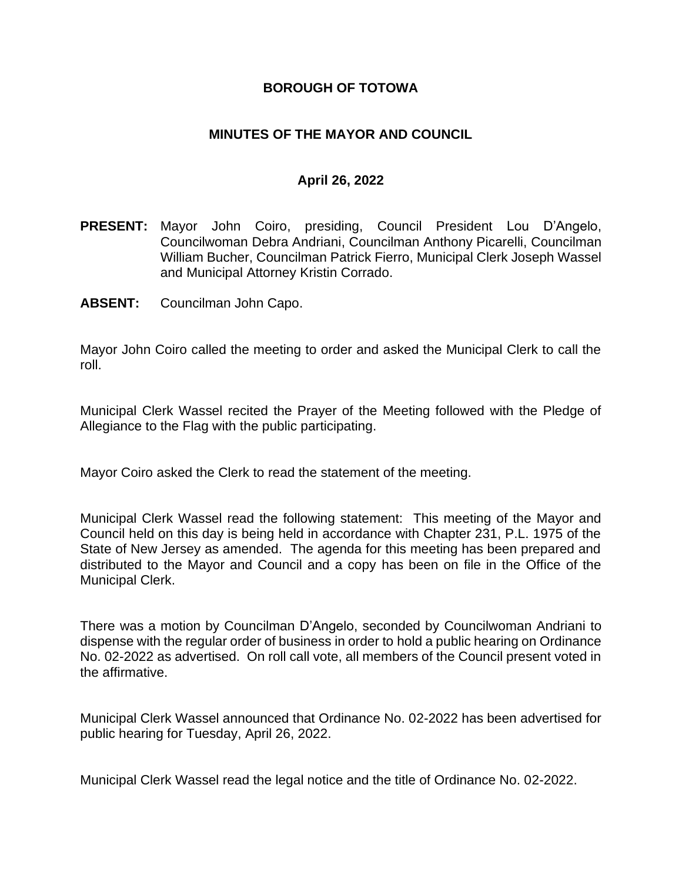# BOROUGH OF TOTOWA

## MINUTES OF THE MAYOR AND COUNCIL

### April 26, 2022

**PRESENT:** Mayor John Coiro, presiding, Council President Lou D'Angelo, Councilwoman Debra Andriani, Councilman Anthony Picarelli, Councilman William Bucher, Councilman Patrick Fierro, Municipal Clerk Joseph Wassel and Municipal Attorney Kristin Corrado.

**ABSENT:** Councilman John Capo.

Mayor John Coiro called the meeting to order and asked the Municipal Clerk to call the roll.

Municipal Clerk Wassel recited the Prayer of the Meeting followed with the Pledge of Allegiance to the Flag with the public participating.

Mayor Coiro asked the Clerk to read the statement of the meeting.

Municipal Clerk Wassel read the following statement: This meeting of the Mayor and Council held on this day is being held in accordance with Chapter 231, P.L. 1975 of the State of New Jersey as amended. The agenda for this meeting has been prepared and distributed to the Mayor and Council and a copy has been on file in the Office of the Municipal Clerk.

There was a motion by Councilman D'Angelo, seconded by Councilwoman Andriani to dispense with the regular order of business in order to hold a public hearing on Ordinance No. 02-2022 as advertised. On roll call vote, all members of the Council present voted in the affirmative.

Municipal Clerk Wassel announced that Ordinance No. 02-2022 has been advertised for public hearing for Tuesday, April 26, 2022.

Municipal Clerk Wassel read the legal notice and the title of Ordinance No. 02-2022.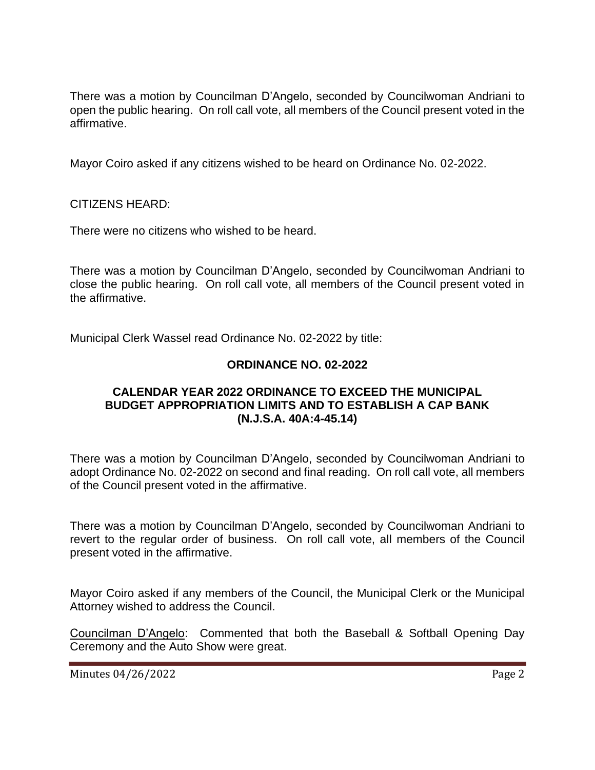There was a motion by Councilman D'Angelo, seconded by Councilwoman Andriani to open the public hearing. On roll call vote, all members of the Council present voted in the affirmative.

Mayor Coiro asked if any citizens wished to be heard on Ordinance No. 02-2022.

CITIZENS HEARD:

There were no citizens who wished to be heard.

There was a motion by Councilman D'Angelo, seconded by Councilwoman Andriani to close the public hearing. On roll call vote, all members of the Council present voted in the affirmative.

Municipal Clerk Wassel read Ordinance No. 02-2022 by title:

**ORDINANCE NO. 02-2022**

**CALENDAR YEAR 2022 ORDINANCE TO EXCEED THE MUNICIPAL BUDGET APPROPRIATION LIMITS AND TO ESTABLISH A CAP BANK (N.J.S.A. 40A:4-45.14)**

There was a motion by Councilman D'Angelo, seconded by Councilwoman Andriani to adopt Ordinance No. 02-2022 on second and final reading. On roll call vote, all members of the Council present voted in the affirmative.

There was a motion by Councilman D'Angelo, seconded by Councilwoman Andriani to revert to the regular order of business. On roll call vote, all members of the Council present voted in the affirmative.

Mayor Coiro asked if any members of the Council, the Municipal Clerk or the Municipal Attorney wished to address the Council.

Councilman D'Angelo: Commented that both the Baseball & Softball Opening Day Ceremony and the Auto Show were great.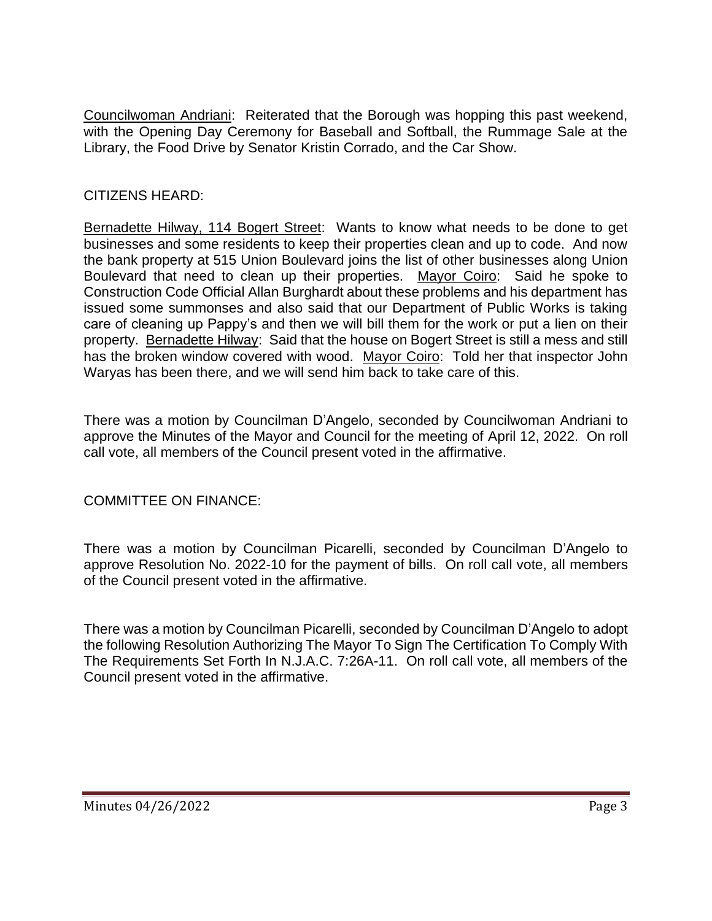Councilwoman Andriani: Reiterated that the Borough was hopping this past weekend, with the Opening Day Ceremony for Baseball and Softball, the Rummage Sale at the Library, the Food Drive by Senator Kristin Corrado, and the Car Show.

CITIZENS HEARD:

Bernadette Hilway, 114 Bogert Street: Wants to know what needs to be done to get businesses and some residents to keep their properties clean and up to code. And now the bank property at 515 Union Boulevard joins the list of other businesses along Union Boulevard that need to clean up their properties. Mayor Coiro: Said he spoke to Construction Code Official Allan Burghardt about these problems and his department has issued some summonses and also said that our Department of Public Works is taking care of cleaning up Pappy's and then we will bill them for the work or put a lien on their property. Bernadette Hilway: Said that the house on Bogert Street is still a mess and still has the broken window covered with wood. Mayor Coiro: Told her that inspector John Waryas has been there, and we will send him back to take care of this.

There was a motion by Councilman D'Angelo, seconded by Councilwoman Andriani to approve the Minutes of the Mayor and Council for the meeting of April 12, 2022. On roll call vote, all members of the Council present voted in the affirmative.

COMMITTEE ON FINANCE:

There was a motion by Councilman Picarelli, seconded by Councilman D'Angelo to approve Resolution No. 2022-10 for the payment of bills. On roll call vote, all members of the Council present voted in the affirmative.

There was a motion by Councilman Picarelli, seconded by Councilman D'Angelo to adopt the following Resolution Authorizing The Mayor To Sign The Certification To Comply With The Requirements Set Forth In N.J.A.C. 7:26A-11. On roll call vote, all members of the Council present voted in the affirmative.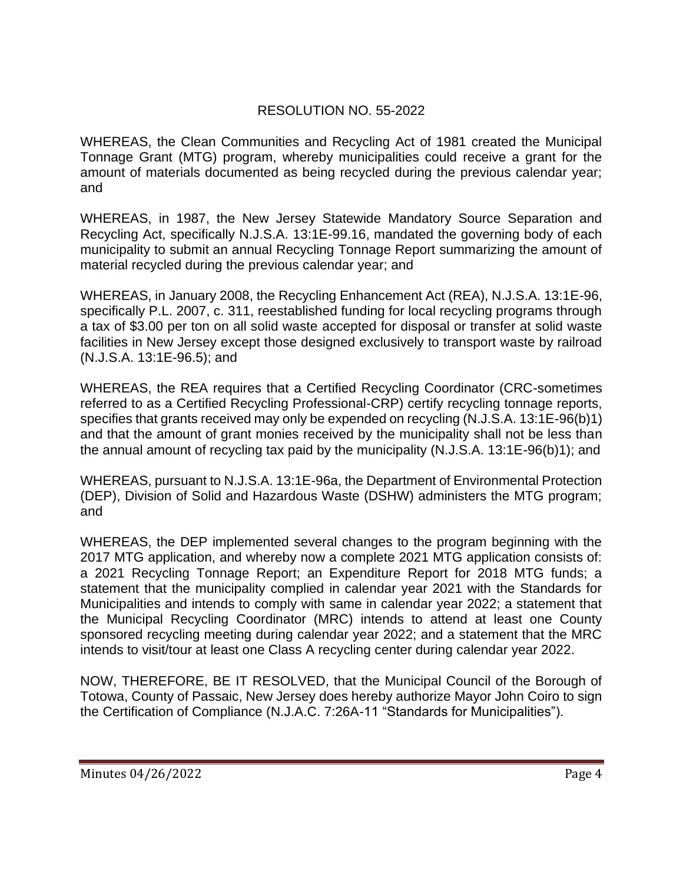RESOLUTION NO. 55-2022

WHEREAS, the Clean Communities and Recycling Act of 1981 created the Municipal Tonnage Grant (MTG) program, whereby municipalities could receive a grant for the amount of materials documented as being recycled during the previous calendar year; and

WHEREAS, in 1987, the New Jersey Statewide Mandatory Source Separation and Recycling Act, specifically N.J.S.A. 13:1E-99.16, mandated the governing body of each municipality to submit an annual Recycling Tonnage Report summarizing the amount of material recycled during the previous calendar year; and

WHEREAS, in January 2008, the Recycling Enhancement Act (REA), N.J.S.A. 13:1E-96, specifically P.L. 2007, c. 311, reestablished funding for local recycling programs through a tax of $3.00 per ton on all solid waste accepted for disposal or transfer at solid waste facilities in New Jersey except those designed exclusively to transport waste by railroad (N.J.S.A. 13:1E-96.5); and

WHEREAS, the REA requires that a Certified Recycling Coordinator (CRC-sometimes referred to as a Certified Recycling Professional-CRP) certify recycling tonnage reports, specifies that grants received may only be expended on recycling (N.J.S.A. 13:1E-96(b)1) and that the amount of grant monies received by the municipality shall not be less than the annual amount of recycling tax paid by the municipality (N.J.S.A. 13:1E-96(b)1); and

WHEREAS, pursuant to N.J.S.A. 13:1E-96a, the Department of Environmental Protection (DEP), Division of Solid and Hazardous Waste (DSHW) administers the MTG program; and

WHEREAS, the DEP implemented several changes to the program beginning with the 2017 MTG application, and whereby now a complete 2021 MTG application consists of: a 2021 Recycling Tonnage Report; an Expenditure Report for 2018 MTG funds; a statement that the municipality complied in calendar year 2021 with the Standards for Municipalities and intends to comply with same in calendar year 2022; a statement that the Municipal Recycling Coordinator (MRC) intends to attend at least one County sponsored recycling meeting during calendar year 2022; and a statement that the MRC intends to visit/tour at least one Class A recycling center during calendar year 2022.

NOW, THEREFORE, BE IT RESOLVED, that the Municipal Council of the Borough of Totowa, County of Passaic, New Jersey does hereby authorize Mayor John Coiro to sign the Certification of Compliance (N.J.A.C. 7:26A-11 "Standards for Municipalities").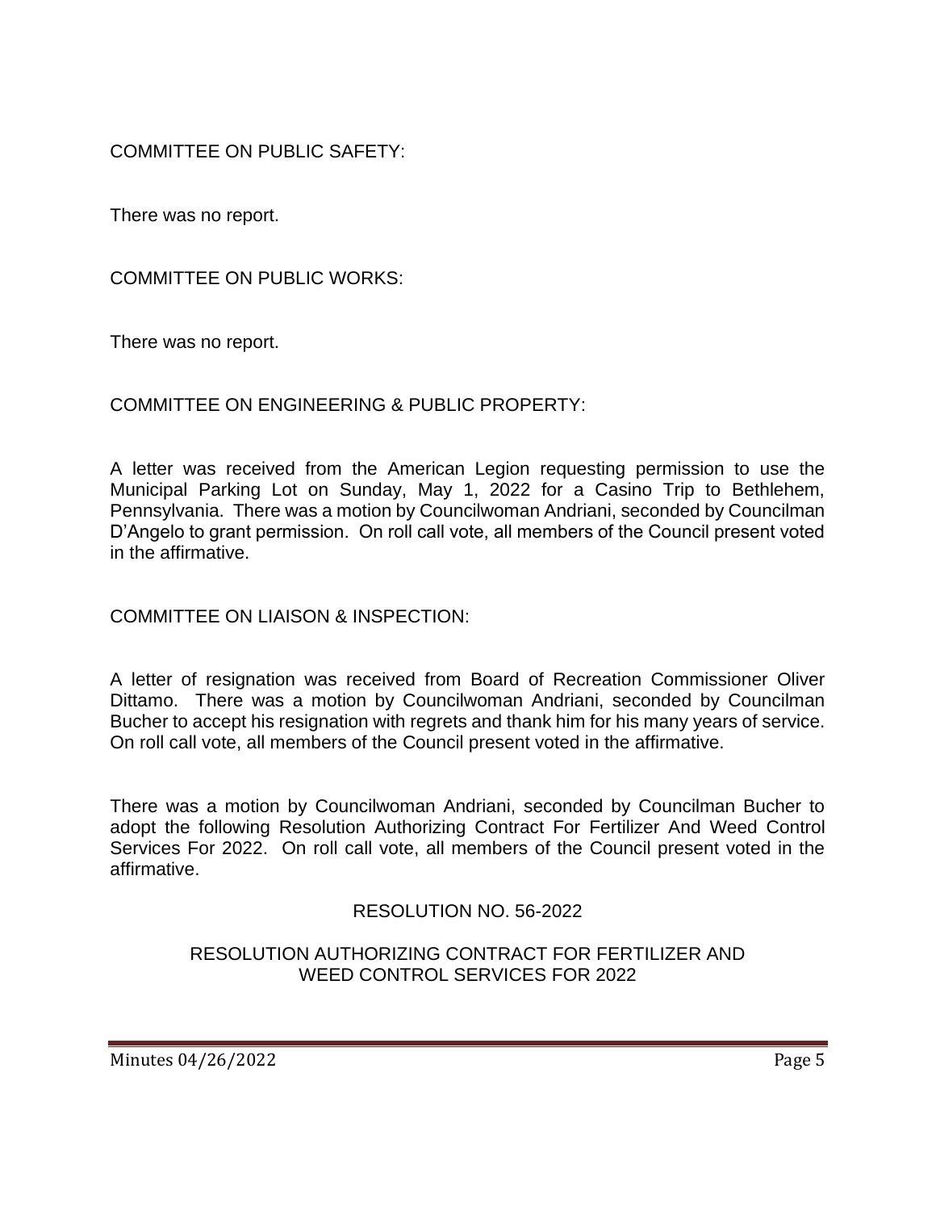COMMITTEE ON PUBLIC SAFETY:

There was no report.

COMMITTEE ON PUBLIC WORKS:

There was no report.

COMMITTEE ON ENGINEERING & PUBLIC PROPERTY:

A letter was received from the American Legion requesting permission to use the Municipal Parking Lot on Sunday, May 1, 2022 for a Casino Trip to Bethlehem, Pennsylvania. There was a motion by Councilwoman Andriani, seconded by Councilman D'Angelo to grant permission. On roll call vote, all members of the Council present voted in the affirmative.

COMMITTEE ON LIAISON & INSPECTION:

A letter of resignation was received from Board of Recreation Commissioner Oliver Dittamo. There was a motion by Councilwoman Andriani, seconded by Councilman Bucher to accept his resignation with regrets and thank him for his many years of service. On roll call vote, all members of the Council present voted in the affirmative.

There was a motion by Councilwoman Andriani, seconded by Councilman Bucher to adopt the following Resolution Authorizing Contract For Fertilizer And Weed Control Services For 2022. On roll call vote, all members of the Council present voted in the affirmative.

RESOLUTION NO. 56-2022

RESOLUTION AUTHORIZING CONTRACT FOR FERTILIZER AND WEED CONTROL SERVICES FOR 2022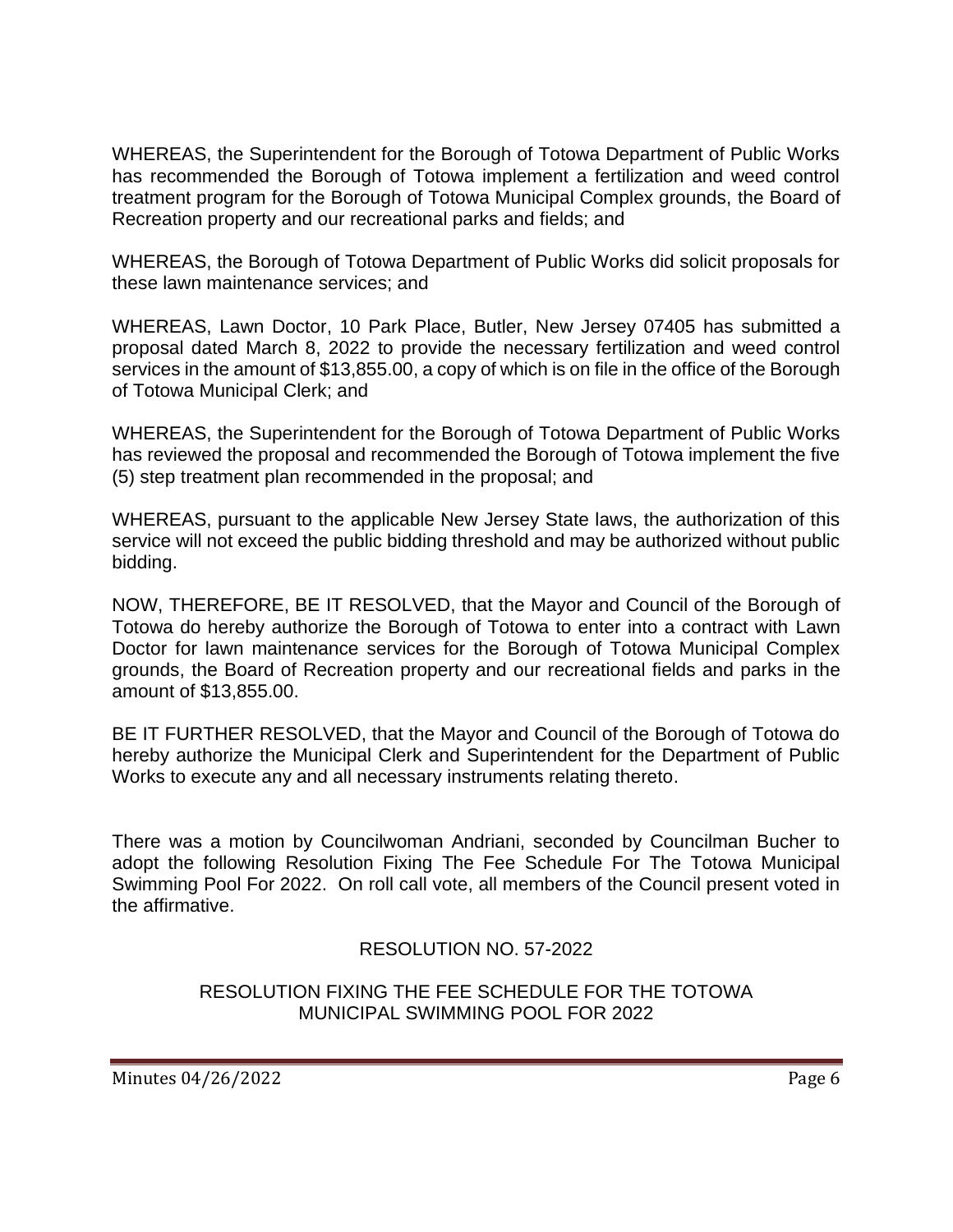WHEREAS, the Superintendent for the Borough of Totowa Department of Public Works has recommended the Borough of Totowa implement a fertilization and weed control treatment program for the Borough of Totowa Municipal Complex grounds, the Board of Recreation property and our recreational parks and fields; and

WHEREAS, the Borough of Totowa Department of Public Works did solicit proposals for these lawn maintenance services; and

WHEREAS, Lawn Doctor, 10 Park Place, Butler, New Jersey 07405 has submitted a proposal dated March 8, 2022 to provide the necessary fertilization and weed control services in the amount of $13,855.00, a copy of which is on file in the office of the Borough of Totowa Municipal Clerk; and

WHEREAS, the Superintendent for the Borough of Totowa Department of Public Works has reviewed the proposal and recommended the Borough of Totowa implement the five (5) step treatment plan recommended in the proposal; and

WHEREAS, pursuant to the applicable New Jersey State laws, the authorization of this service will not exceed the public bidding threshold and may be authorized without public bidding.

NOW, THEREFORE, BE IT RESOLVED, that the Mayor and Council of the Borough of Totowa do hereby authorize the Borough of Totowa to enter into a contract with Lawn Doctor for lawn maintenance services for the Borough of Totowa Municipal Complex grounds, the Board of Recreation property and our recreational fields and parks in the amount of $13,855.00.

BE IT FURTHER RESOLVED, that the Mayor and Council of the Borough of Totowa do hereby authorize the Municipal Clerk and Superintendent for the Department of Public Works to execute any and all necessary instruments relating thereto.

There was a motion by Councilwoman Andriani, seconded by Councilman Bucher to adopt the following Resolution Fixing The Fee Schedule For The Totowa Municipal Swimming Pool For 2022. On roll call vote, all members of the Council present voted in the affirmative.

RESOLUTION NO. 57-2022

RESOLUTION FIXING THE FEE SCHEDULE FOR THE TOTOWA MUNICIPAL SWIMMING POOL FOR 2022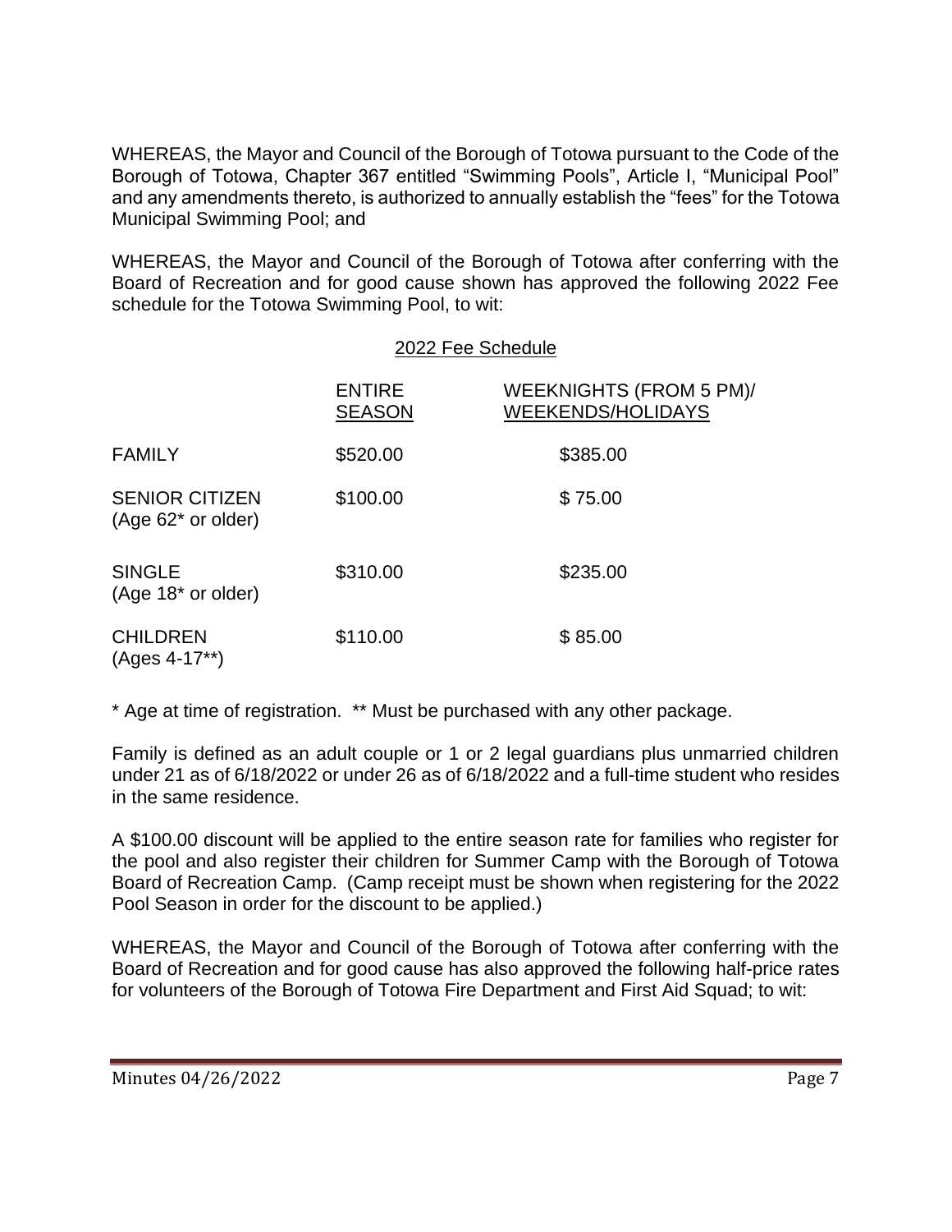WHEREAS, the Mayor and Council of the Borough of Totowa pursuant to the Code of the Borough of Totowa, Chapter 367 entitled "Swimming Pools", Article I, "Municipal Pool" and any amendments thereto, is authorized to annually establish the "fees" for the Totowa Municipal Swimming Pool; and

WHEREAS, the Mayor and Council of the Borough of Totowa after conferring with the Board of Recreation and for good cause shown has approved the following 2022 Fee schedule for the Totowa Swimming Pool, to wit:

2022 Fee Schedule

| | ENTIRE SEASON | WEEKNIGHTS (FROM 5 PM)/ WEEKENDS/HOLIDAYS |
|---|---|---|
| FAMILY | \$520.00 | \$385.00 |
| SENIOR CITIZEN (Age 62* or older) | \$100.00 | \$ 75.00 |
| SINGLE (Age 18* or older) | \$310.00 | \$235.00 |
| CHILDREN (Ages 4-17**) | \$110.00 | \$ 85.00 |

* Age at time of registration. ** Must be purchased with any other package.

Family is defined as an adult couple or 1 or 2 legal guardians plus unmarried children under 21 as of 6/18/2022 or under 26 as of 6/18/2022 and a full-time student who resides in the same residence.

A \$100.00 discount will be applied to the entire season rate for families who register for the pool and also register their children for Summer Camp with the Borough of Totowa Board of Recreation Camp. (Camp receipt must be shown when registering for the 2022 Pool Season in order for the discount to be applied.)

WHEREAS, the Mayor and Council of the Borough of Totowa after conferring with the Board of Recreation and for good cause has also approved the following half-price rates for volunteers of the Borough of Totowa Fire Department and First Aid Squad; to wit: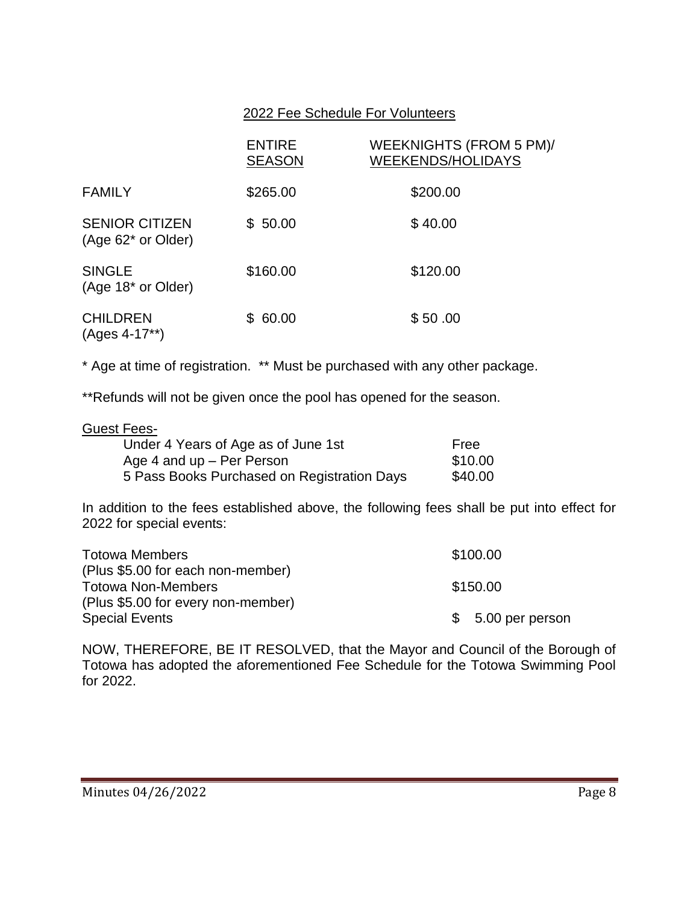<u>2022 Fee Schedule For Volunteers</u>

| | ENTIRE SEASON | WEEKNIGHTS (FROM 5 PM)/ WEEKENDS/HOLIDAYS |
|---|---|---|
| FAMILY | $265.00 | $200.00 |
| SENIOR CITIZEN (Age 62* or Older) | $ 50.00 | $ 40.00 |
| SINGLE (Age 18* or Older) | $160.00 | $120.00 |
| CHILDREN (Ages 4-17**) | $ 60.00 | $ 50 .00 |

* Age at time of registration. ** Must be purchased with any other package.

**Refunds will not be given once the pool has opened for the season.

<u>Guest Fees-</u>

| | |
|---|---|
| Under 4 Years of Age as of June 1st | Free |
| Age 4 and up – Per Person | $10.00 |
| 5 Pass Books Purchased on Registration Days | $40.00 |

In addition to the fees established above, the following fees shall be put into effect for 2022 for special events:

| | |
|---|---|
| Totowa Members (Plus $5.00 for each non-member) | $100.00 |
| Totowa Non-Members (Plus $5.00 for every non-member) | $150.00 |
| Special Events | $ 5.00 per person |

NOW, THEREFORE, BE IT RESOLVED, that the Mayor and Council of the Borough of Totowa has adopted the aforementioned Fee Schedule for the Totowa Swimming Pool for 2022.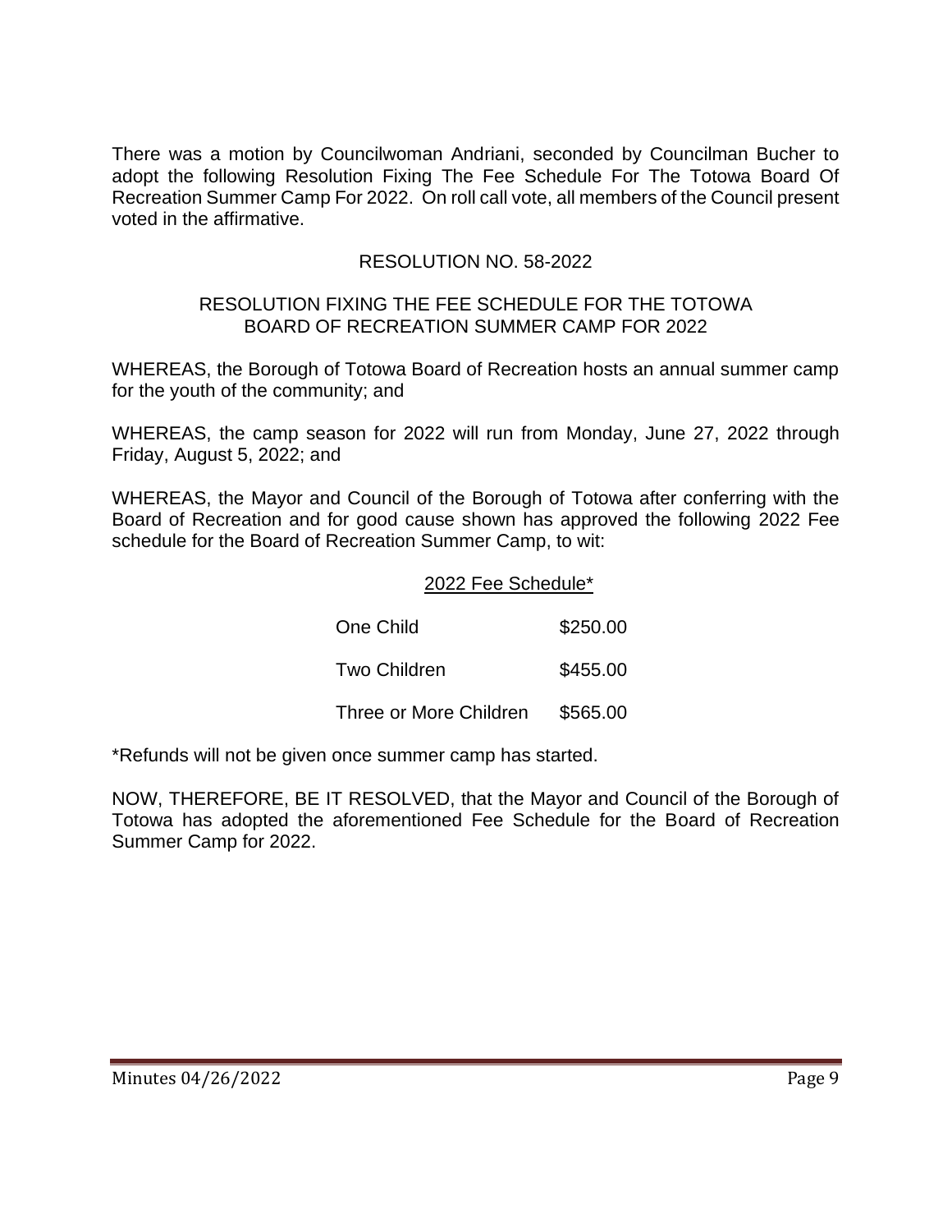There was a motion by Councilwoman Andriani, seconded by Councilman Bucher to adopt the following Resolution Fixing The Fee Schedule For The Totowa Board Of Recreation Summer Camp For 2022. On roll call vote, all members of the Council present voted in the affirmative.

RESOLUTION NO. 58-2022

RESOLUTION FIXING THE FEE SCHEDULE FOR THE TOTOWA BOARD OF RECREATION SUMMER CAMP FOR 2022

WHEREAS, the Borough of Totowa Board of Recreation hosts an annual summer camp for the youth of the community; and

WHEREAS, the camp season for 2022 will run from Monday, June 27, 2022 through Friday, August 5, 2022; and

WHEREAS, the Mayor and Council of the Borough of Totowa after conferring with the Board of Recreation and for good cause shown has approved the following 2022 Fee schedule for the Board of Recreation Summer Camp, to wit:

2022 Fee Schedule*

| | |
|---|---|
| One Child | $250.00 |
| Two Children | $455.00 |
| Three or More Children | $565.00 |

*Refunds will not be given once summer camp has started.

NOW, THEREFORE, BE IT RESOLVED, that the Mayor and Council of the Borough of Totowa has adopted the aforementioned Fee Schedule for the Board of Recreation Summer Camp for 2022.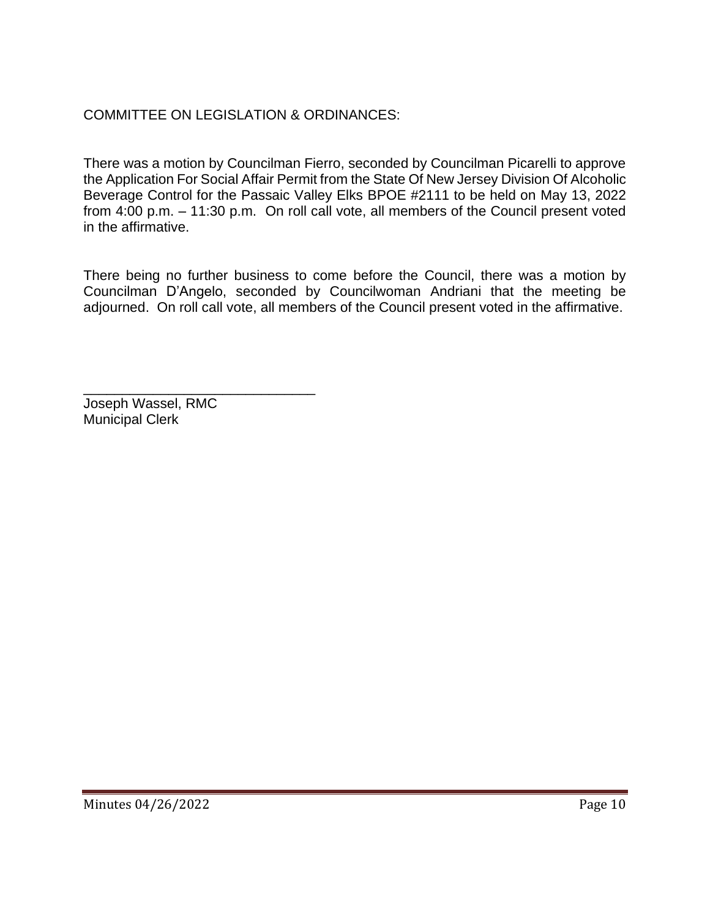COMMITTEE ON LEGISLATION & ORDINANCES:

There was a motion by Councilman Fierro, seconded by Councilman Picarelli to approve the Application For Social Affair Permit from the State Of New Jersey Division Of Alcoholic Beverage Control for the Passaic Valley Elks BPOE #2111 to be held on May 13, 2022 from 4:00 p.m. – 11:30 p.m. On roll call vote, all members of the Council present voted in the affirmative.

There being no further business to come before the Council, there was a motion by Councilman D'Angelo, seconded by Councilwoman Andriani that the meeting be adjourned. On roll call vote, all members of the Council present voted in the affirmative.

_______________________________
Joseph Wassel, RMC
Municipal Clerk